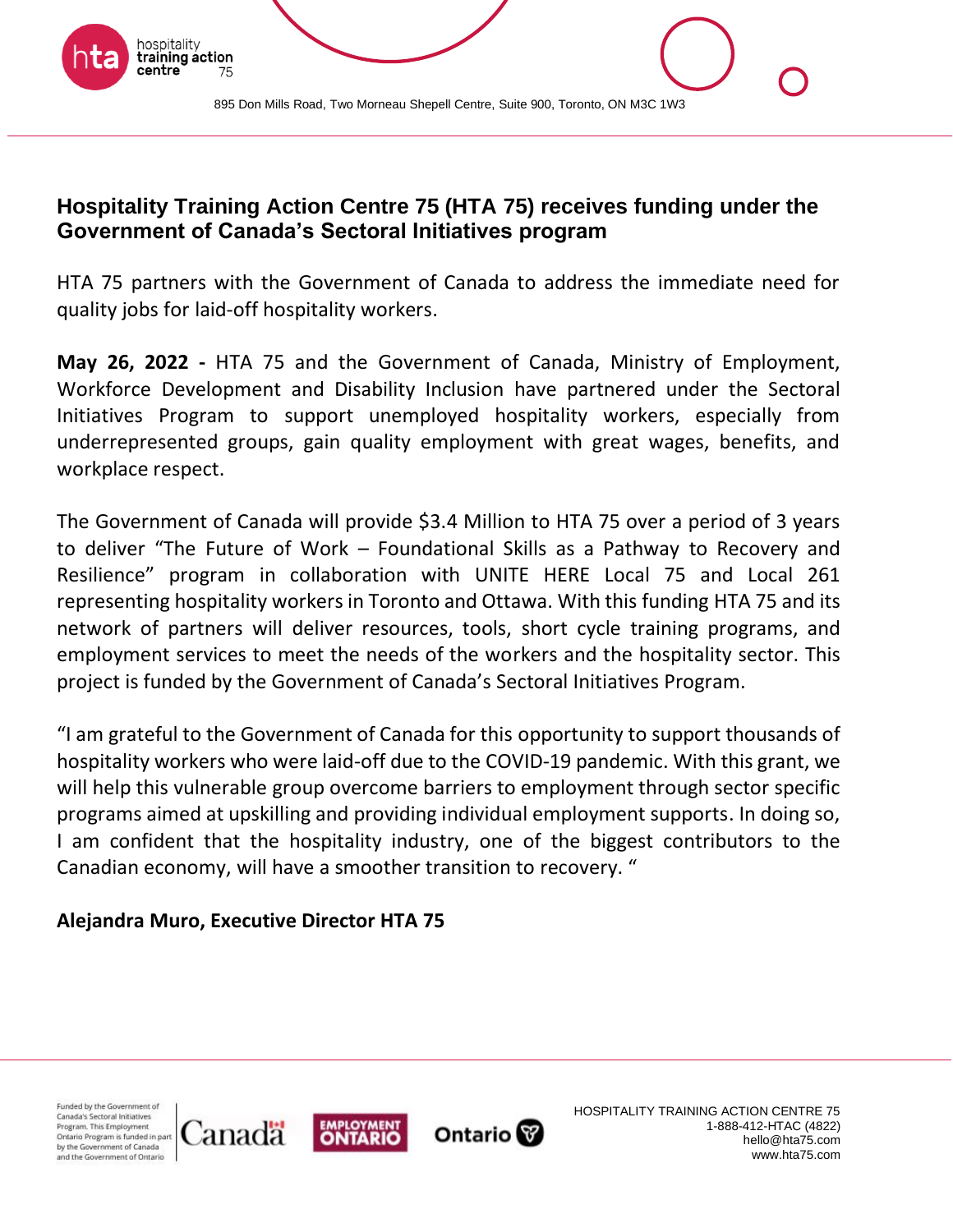895 Don Mills Road, Two Morneau Shepell Centre, Suite 900, Toronto, ON M3C 1W3

## Hospitality Training Action Centre 75 (HTA 75) receives funding under the Government of Canada's Sectoral Initiatives program

HTA 75 partners with the Government of Canada to address the immediate need for quality jobs for laid-off hospitality workers.

**May 26, 2022 -** HTA 75 and the Government of Canada, Ministry of Employment, Workforce Development and Disability Inclusion have partnered under the Sectoral Initiatives Program to support unemployed hospitality workers, especially from underrepresented groups, gain quality employment with great wages, benefits, and workplace respect.

The Government of Canada will provide $3.4 Million to HTA 75 over a period of 3 years to deliver "The Future of Work – Foundational Skills as a Pathway to Recovery and Resilience" program in collaboration with UNITE HERE Local 75 and Local 261 representing hospitality workers in Toronto and Ottawa. With this funding HTA 75 and its network of partners will deliver resources, tools, short cycle training programs, and employment services to meet the needs of the workers and the hospitality sector. This project is funded by the Government of Canada's Sectoral Initiatives Program.

"I am grateful to the Government of Canada for this opportunity to support thousands of hospitality workers who were laid-off due to the COVID-19 pandemic. With this grant, we will help this vulnerable group overcome barriers to employment through sector specific programs aimed at upskilling and providing individual employment supports. In doing so, I am confident that the hospitality industry, one of the biggest contributors to the Canadian economy, will have a smoother transition to recovery. "

**Alejandra Muro, Executive Director HTA 75**

Funded by the Government of Canada's Sectoral Initiatives Program. This Employment Ontario Program is funded in part by the Government of Canada and the Government of Ontario

HOSPITALITY TRAINING ACTION CENTRE 75
1-888-412-HTAC (4822)
hello@hta75.com
www.hta75.com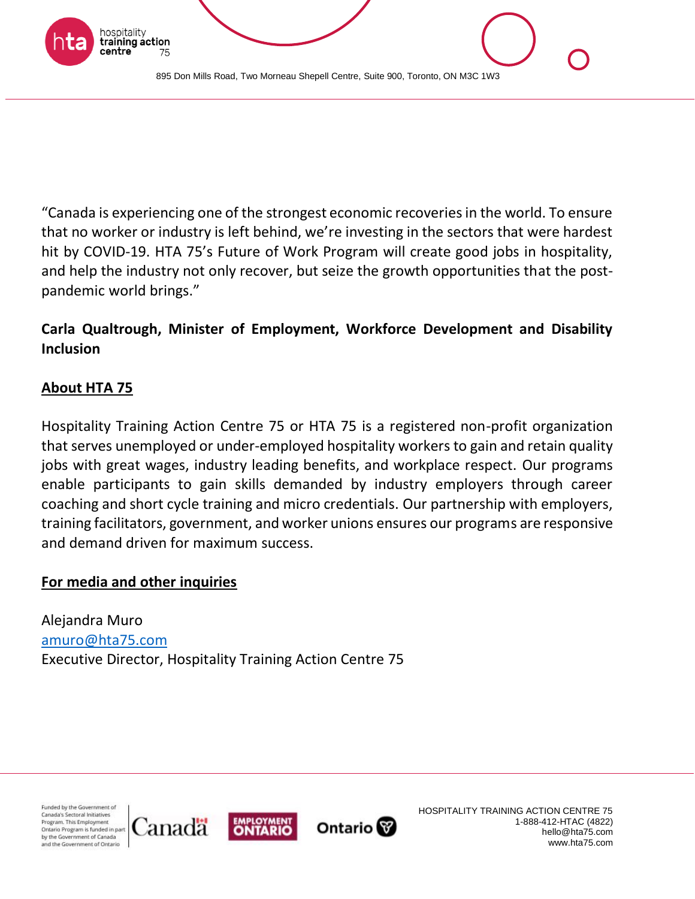"Canada is experiencing one of the strongest economic recoveries in the world. To ensure that no worker or industry is left behind, we're investing in the sectors that were hardest hit by COVID-19. HTA 75's Future of Work Program will create good jobs in hospitality, and help the industry not only recover, but seize the growth opportunities that the post-pandemic world brings."

**Carla Qualtrough, Minister of Employment, Workforce Development and Disability Inclusion**

## About HTA 75

Hospitality Training Action Centre 75 or HTA 75 is a registered non-profit organization that serves unemployed or under-employed hospitality workers to gain and retain quality jobs with great wages, industry leading benefits, and workplace respect. Our programs enable participants to gain skills demanded by industry employers through career coaching and short cycle training and micro credentials. Our partnership with employers, training facilitators, government, and worker unions ensures our programs are responsive and demand driven for maximum success.

## For media and other inquiries

Alejandra Muro
amuro@hta75.com
Executive Director, Hospitality Training Action Centre 75